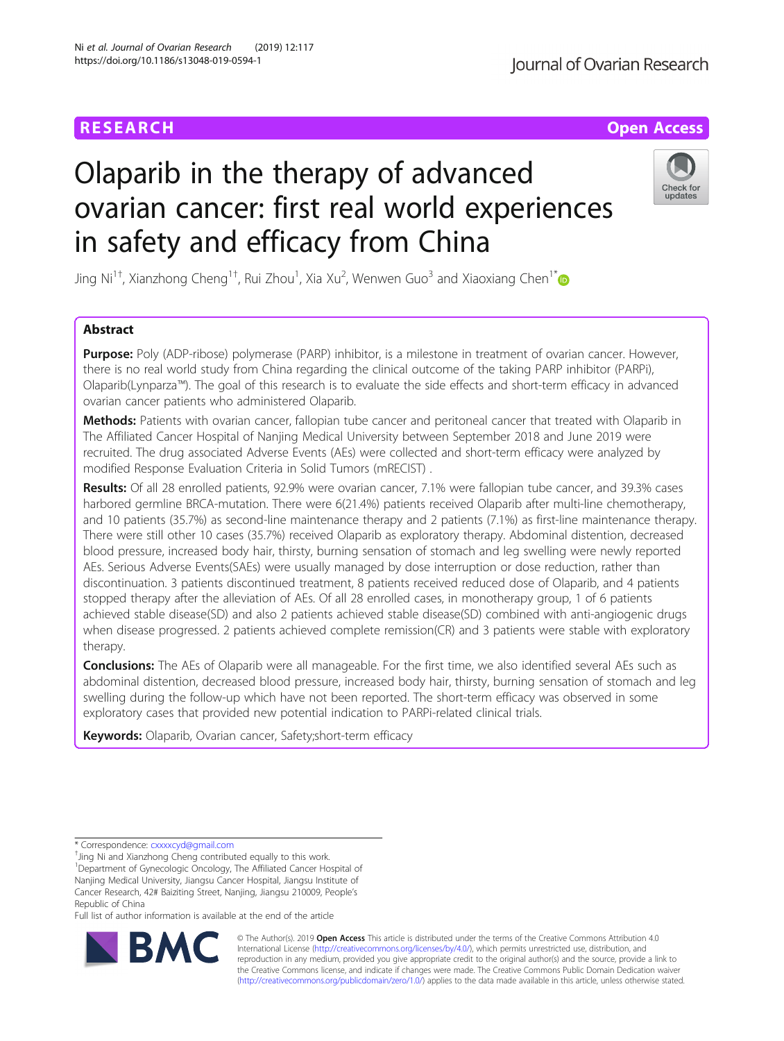RESEARCH

Open Access

# Olaparib in the therapy of advanced ovarian cancer: first real world experiences in safety and efficacy from China

Jing Ni[1†], Xianzhong Cheng[1†], Rui Zhou[1], Xia Xu[2], Wenwen Guo[3] and Xiaoxiang Chen[1*]

## Abstract

**Purpose:** Poly (ADP-ribose) polymerase (PARP) inhibitor, is a milestone in treatment of ovarian cancer. However, there is no real world study from China regarding the clinical outcome of the taking PARP inhibitor (PARPi), Olaparib(Lynparza™). The goal of this research is to evaluate the side effects and short-term efficacy in advanced ovarian cancer patients who administered Olaparib.

**Methods:** Patients with ovarian cancer, fallopian tube cancer and peritoneal cancer that treated with Olaparib in The Affiliated Cancer Hospital of Nanjing Medical University between September 2018 and June 2019 were recruited. The drug associated Adverse Events (AEs) were collected and short-term efficacy were analyzed by modified Response Evaluation Criteria in Solid Tumors (mRECIST) .

**Results:** Of all 28 enrolled patients, 92.9% were ovarian cancer, 7.1% were fallopian tube cancer, and 39.3% cases harbored germline BRCA-mutation. There were 6(21.4%) patients received Olaparib after multi-line chemotherapy, and 10 patients (35.7%) as second-line maintenance therapy and 2 patients (7.1%) as first-line maintenance therapy. There were still other 10 cases (35.7%) received Olaparib as exploratory therapy. Abdominal distention, decreased blood pressure, increased body hair, thirsty, burning sensation of stomach and leg swelling were newly reported AEs. Serious Adverse Events(SAEs) were usually managed by dose interruption or dose reduction, rather than discontinuation. 3 patients discontinued treatment, 8 patients received reduced dose of Olaparib, and 4 patients stopped therapy after the alleviation of AEs. Of all 28 enrolled cases, in monotherapy group, 1 of 6 patients achieved stable disease(SD) and also 2 patients achieved stable disease(SD) combined with anti-angiogenic drugs when disease progressed. 2 patients achieved complete remission(CR) and 3 patients were stable with exploratory therapy.

**Conclusions:** The AEs of Olaparib were all manageable. For the first time, we also identified several AEs such as abdominal distention, decreased blood pressure, increased body hair, thirsty, burning sensation of stomach and leg swelling during the follow-up which have not been reported. The short-term efficacy was observed in some exploratory cases that provided new potential indication to PARPi-related clinical trials.

**Keywords:** Olaparib, Ovarian cancer, Safety;short-term efficacy

---

* Correspondence: cxxxxcyd@gmail.com
†Jing Ni and Xianzhong Cheng contributed equally to this work.
[1]Department of Gynecologic Oncology, The Affiliated Cancer Hospital of Nanjing Medical University, Jiangsu Cancer Hospital, Jiangsu Institute of Cancer Research, 42# Baiziting Street, Nanjing, Jiangsu 210009, People's Republic of China
Full list of author information is available at the end of the article

© The Author(s). 2019 **Open Access** This article is distributed under the terms of the Creative Commons Attribution 4.0 International License (http://creativecommons.org/licenses/by/4.0/), which permits unrestricted use, distribution, and reproduction in any medium, provided you give appropriate credit to the original author(s) and the source, provide a link to the Creative Commons license, and indicate if changes were made. The Creative Commons Public Domain Dedication waiver (http://creativecommons.org/publicdomain/zero/1.0/) applies to the data made available in this article, unless otherwise stated.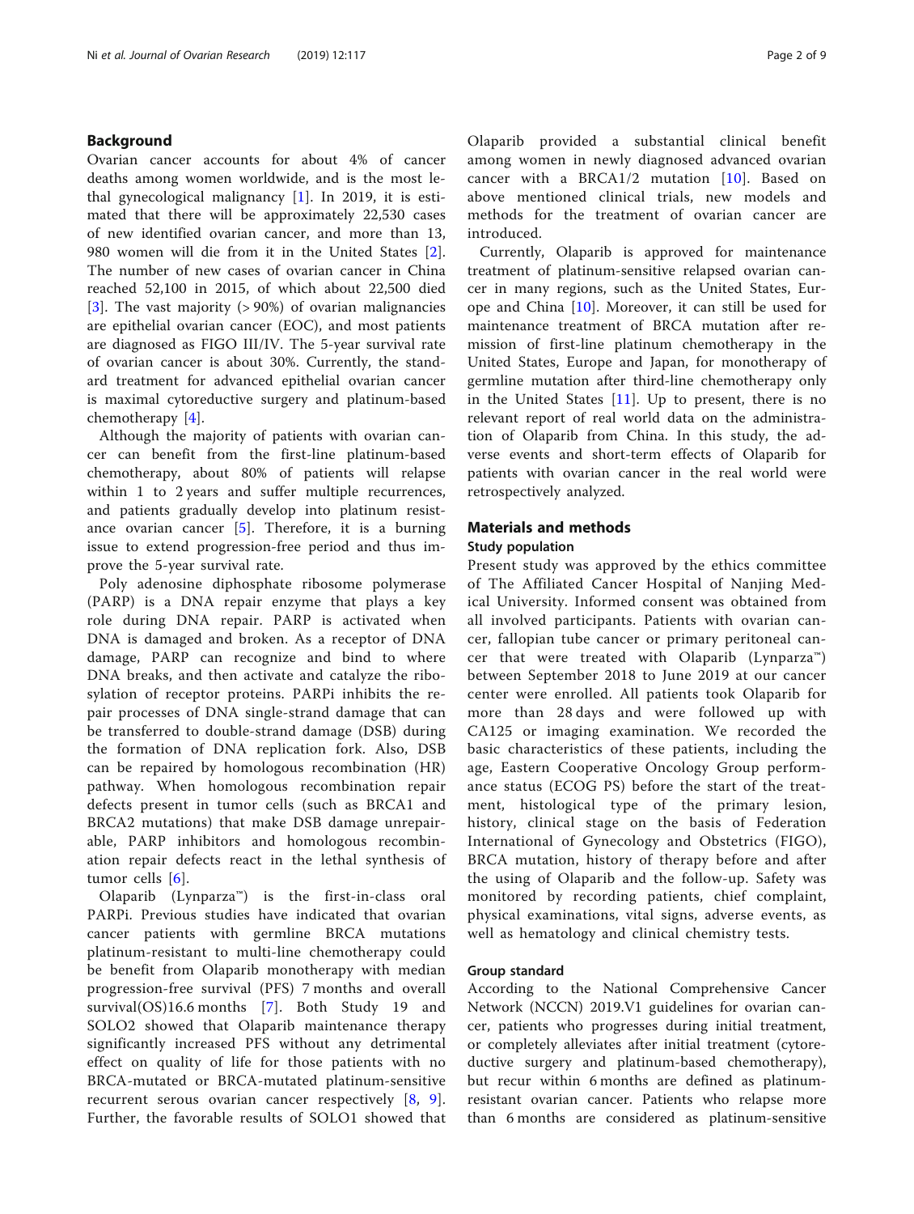## Background

Ovarian cancer accounts for about 4% of cancer deaths among women worldwide, and is the most lethal gynecological malignancy [1]. In 2019, it is estimated that there will be approximately 22,530 cases of new identified ovarian cancer, and more than 13, 980 women will die from it in the United States [2]. The number of new cases of ovarian cancer in China reached 52,100 in 2015, of which about 22,500 died [3]. The vast majority (> 90%) of ovarian malignancies are epithelial ovarian cancer (EOC), and most patients are diagnosed as FIGO III/IV. The 5-year survival rate of ovarian cancer is about 30%. Currently, the standard treatment for advanced epithelial ovarian cancer is maximal cytoreductive surgery and platinum-based chemotherapy [4].

Although the majority of patients with ovarian cancer can benefit from the first-line platinum-based chemotherapy, about 80% of patients will relapse within 1 to 2 years and suffer multiple recurrences, and patients gradually develop into platinum resistance ovarian cancer [5]. Therefore, it is a burning issue to extend progression-free period and thus improve the 5-year survival rate.

Poly adenosine diphosphate ribosome polymerase (PARP) is a DNA repair enzyme that plays a key role during DNA repair. PARP is activated when DNA is damaged and broken. As a receptor of DNA damage, PARP can recognize and bind to where DNA breaks, and then activate and catalyze the ribosylation of receptor proteins. PARPi inhibits the repair processes of DNA single-strand damage that can be transferred to double-strand damage (DSB) during the formation of DNA replication fork. Also, DSB can be repaired by homologous recombination (HR) pathway. When homologous recombination repair defects present in tumor cells (such as BRCA1 and BRCA2 mutations) that make DSB damage unrepairable, PARP inhibitors and homologous recombination repair defects react in the lethal synthesis of tumor cells [6].

Olaparib (Lynparza™) is the first-in-class oral PARPi. Previous studies have indicated that ovarian cancer patients with germline BRCA mutations platinum-resistant to multi-line chemotherapy could be benefit from Olaparib monotherapy with median progression-free survival (PFS) 7 months and overall survival(OS)16.6 months [7]. Both Study 19 and SOLO2 showed that Olaparib maintenance therapy significantly increased PFS without any detrimental effect on quality of life for those patients with no BRCA-mutated or BRCA-mutated platinum-sensitive recurrent serous ovarian cancer respectively [8, 9]. Further, the favorable results of SOLO1 showed that Olaparib provided a substantial clinical benefit among women in newly diagnosed advanced ovarian cancer with a BRCA1/2 mutation [10]. Based on above mentioned clinical trials, new models and methods for the treatment of ovarian cancer are introduced.

Currently, Olaparib is approved for maintenance treatment of platinum-sensitive relapsed ovarian cancer in many regions, such as the United States, Europe and China [10]. Moreover, it can still be used for maintenance treatment of BRCA mutation after remission of first-line platinum chemotherapy in the United States, Europe and Japan, for monotherapy of germline mutation after third-line chemotherapy only in the United States [11]. Up to present, there is no relevant report of real world data on the administration of Olaparib from China. In this study, the adverse events and short-term effects of Olaparib for patients with ovarian cancer in the real world were retrospectively analyzed.

## Materials and methods

### Study population

Present study was approved by the ethics committee of The Affiliated Cancer Hospital of Nanjing Medical University. Informed consent was obtained from all involved participants. Patients with ovarian cancer, fallopian tube cancer or primary peritoneal cancer that were treated with Olaparib (Lynparza™) between September 2018 to June 2019 at our cancer center were enrolled. All patients took Olaparib for more than 28 days and were followed up with CA125 or imaging examination. We recorded the basic characteristics of these patients, including the age, Eastern Cooperative Oncology Group performance status (ECOG PS) before the start of the treatment, histological type of the primary lesion, history, clinical stage on the basis of Federation International of Gynecology and Obstetrics (FIGO), BRCA mutation, history of therapy before and after the using of Olaparib and the follow-up. Safety was monitored by recording patients, chief complaint, physical examinations, vital signs, adverse events, as well as hematology and clinical chemistry tests.

### Group standard

According to the National Comprehensive Cancer Network (NCCN) 2019.V1 guidelines for ovarian cancer, patients who progresses during initial treatment, or completely alleviates after initial treatment (cytoreductive surgery and platinum-based chemotherapy), but recur within 6 months are defined as platinum-resistant ovarian cancer. Patients who relapse more than 6 months are considered as platinum-sensitive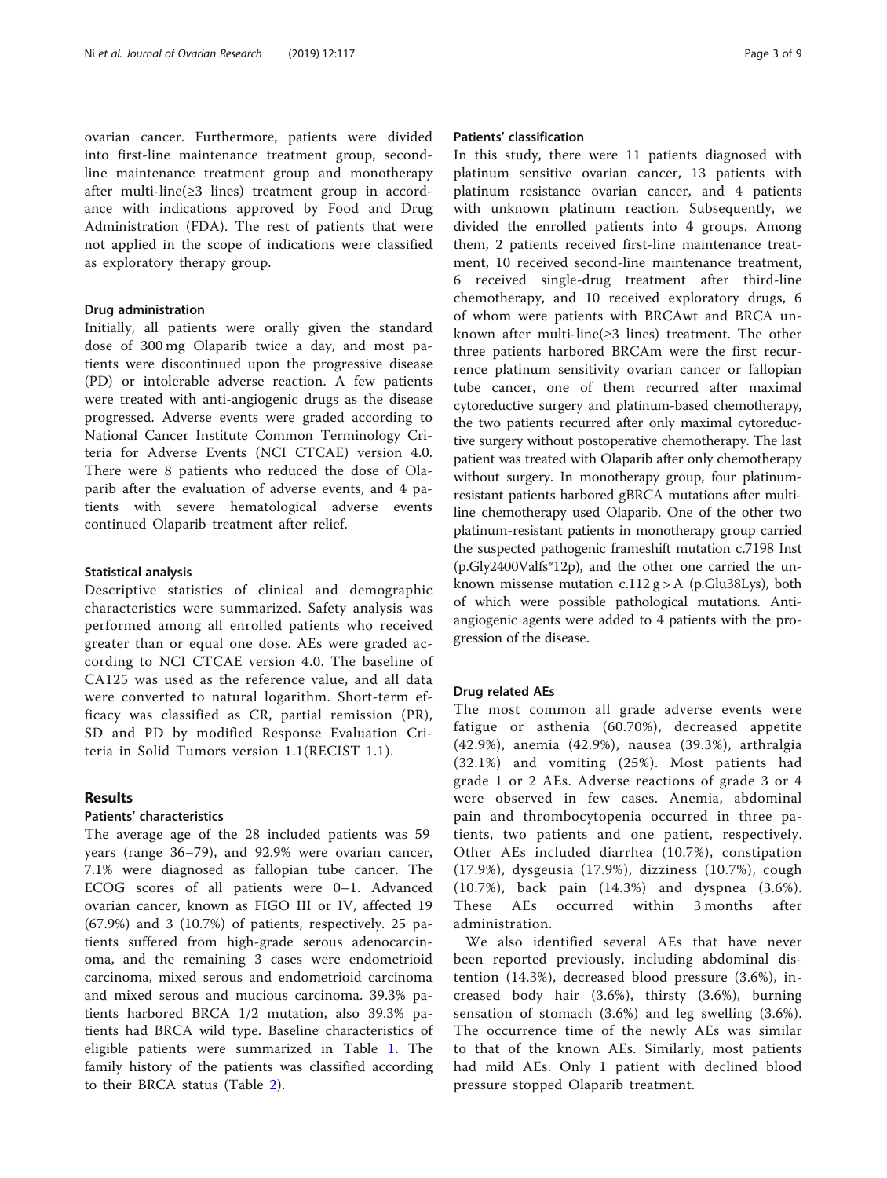ovarian cancer. Furthermore, patients were divided into first-line maintenance treatment group, second-line maintenance treatment group and monotherapy after multi-line(≥3 lines) treatment group in accordance with indications approved by Food and Drug Administration (FDA). The rest of patients that were not applied in the scope of indications were classified as exploratory therapy group.

### Drug administration

Initially, all patients were orally given the standard dose of 300 mg Olaparib twice a day, and most patients were discontinued upon the progressive disease (PD) or intolerable adverse reaction. A few patients were treated with anti-angiogenic drugs as the disease progressed. Adverse events were graded according to National Cancer Institute Common Terminology Criteria for Adverse Events (NCI CTCAE) version 4.0. There were 8 patients who reduced the dose of Olaparib after the evaluation of adverse events, and 4 patients with severe hematological adverse events continued Olaparib treatment after relief.

### Statistical analysis

Descriptive statistics of clinical and demographic characteristics were summarized. Safety analysis was performed among all enrolled patients who received greater than or equal one dose. AEs were graded according to NCI CTCAE version 4.0. The baseline of CA125 was used as the reference value, and all data were converted to natural logarithm. Short-term efficacy was classified as CR, partial remission (PR), SD and PD by modified Response Evaluation Criteria in Solid Tumors version 1.1(RECIST 1.1).

## Results

### Patients' characteristics

The average age of the 28 included patients was 59 years (range 36–79), and 92.9% were ovarian cancer, 7.1% were diagnosed as fallopian tube cancer. The ECOG scores of all patients were 0–1. Advanced ovarian cancer, known as FIGO III or IV, affected 19 (67.9%) and 3 (10.7%) of patients, respectively. 25 patients suffered from high-grade serous adenocarcinoma, and the remaining 3 cases were endometrioid carcinoma, mixed serous and endometrioid carcinoma and mixed serous and mucious carcinoma. 39.3% patients harbored BRCA 1/2 mutation, also 39.3% patients had BRCA wild type. Baseline characteristics of eligible patients were summarized in Table 1. The family history of the patients was classified according to their BRCA status (Table 2).

### Patients' classification

In this study, there were 11 patients diagnosed with platinum sensitive ovarian cancer, 13 patients with platinum resistance ovarian cancer, and 4 patients with unknown platinum reaction. Subsequently, we divided the enrolled patients into 4 groups. Among them, 2 patients received first-line maintenance treatment, 10 received second-line maintenance treatment, 6 received single-drug treatment after third-line chemotherapy, and 10 received exploratory drugs, 6 of whom were patients with BRCAwt and BRCA unknown after multi-line(≥3 lines) treatment. The other three patients harbored BRCAm were the first recurrence platinum sensitivity ovarian cancer or fallopian tube cancer, one of them recurred after maximal cytoreductive surgery and platinum-based chemotherapy, the two patients recurred after only maximal cytoreductive surgery without postoperative chemotherapy. The last patient was treated with Olaparib after only chemotherapy without surgery. In monotherapy group, four platinum-resistant patients harbored gBRCA mutations after multi-line chemotherapy used Olaparib. One of the other two platinum-resistant patients in monotherapy group carried the suspected pathogenic frameshift mutation c.7198 Inst (p.Gly2400Valfs*12p), and the other one carried the unknown missense mutation c.112 g > A (p.Glu38Lys), both of which were possible pathological mutations. Anti-angiogenic agents were added to 4 patients with the progression of the disease.

### Drug related AEs

The most common all grade adverse events were fatigue or asthenia (60.70%), decreased appetite (42.9%), anemia (42.9%), nausea (39.3%), arthralgia (32.1%) and vomiting (25%). Most patients had grade 1 or 2 AEs. Adverse reactions of grade 3 or 4 were observed in few cases. Anemia, abdominal pain and thrombocytopenia occurred in three patients, two patients and one patient, respectively. Other AEs included diarrhea (10.7%), constipation (17.9%), dysgeusia (17.9%), dizziness (10.7%), cough (10.7%), back pain (14.3%) and dyspnea (3.6%). These AEs occurred within 3 months after administration.

We also identified several AEs that have never been reported previously, including abdominal distention (14.3%), decreased blood pressure (3.6%), increased body hair (3.6%), thirsty (3.6%), burning sensation of stomach (3.6%) and leg swelling (3.6%). The occurrence time of the newly AEs was similar to that of the known AEs. Similarly, most patients had mild AEs. Only 1 patient with declined blood pressure stopped Olaparib treatment.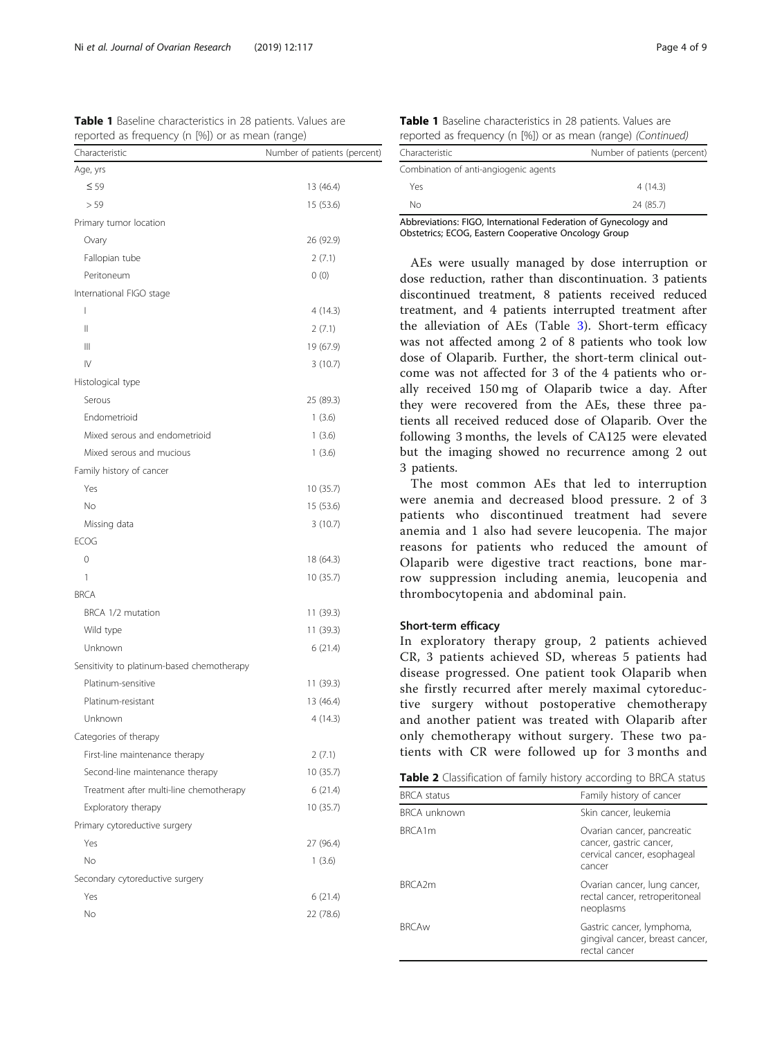**Table 1** Baseline characteristics in 28 patients. Values are reported as frequency (n [%]) or as mean (range)

| Characteristic | Number of patients (percent) |
|---|---|
| Age, yrs | |
| ≤ 59 | 13 (46.4) |
| > 59 | 15 (53.6) |
| Primary tumor location | |
| Ovary | 26 (92.9) |
| Fallopian tube | 2 (7.1) |
| Peritoneum | 0 (0) |
| International FIGO stage | |
| I | 4 (14.3) |
| II | 2 (7.1) |
| III | 19 (67.9) |
| IV | 3 (10.7) |
| Histological type | |
| Serous | 25 (89.3) |
| Endometrioid | 1 (3.6) |
| Mixed serous and endometrioid | 1 (3.6) |
| Mixed serous and mucious | 1 (3.6) |
| Family history of cancer | |
| Yes | 10 (35.7) |
| No | 15 (53.6) |
| Missing data | 3 (10.7) |
| ECOG | |
| 0 | 18 (64.3) |
| 1 | 10 (35.7) |
| BRCA | |
| BRCA 1/2 mutation | 11 (39.3) |
| Wild type | 11 (39.3) |
| Unknown | 6 (21.4) |
| Sensitivity to platinum-based chemotherapy | |
| Platinum-sensitive | 11 (39.3) |
| Platinum-resistant | 13 (46.4) |
| Unknown | 4 (14.3) |
| Categories of therapy | |
| First-line maintenance therapy | 2 (7.1) |
| Second-line maintenance therapy | 10 (35.7) |
| Treatment after multi-line chemotherapy | 6 (21.4) |
| Exploratory therapy | 10 (35.7) |
| Primary cytoreductive surgery | |
| Yes | 27 (96.4) |
| No | 1 (3.6) |
| Secondary cytoreductive surgery | |
| Yes | 6 (21.4) |
| No | 22 (78.6) |
| Combination of anti-angiogenic agents | |
| Yes | 4 (14.3) |
| No | 24 (85.7) |

Abbreviations: FIGO, International Federation of Gynecology and Obstetrics; ECOG, Eastern Cooperative Oncology Group

AEs were usually managed by dose interruption or dose reduction, rather than discontinuation. 3 patients discontinued treatment, 8 patients received reduced treatment, and 4 patients interrupted treatment after the alleviation of AEs (Table 3). Short-term efficacy was not affected among 2 of 8 patients who took low dose of Olaparib. Further, the short-term clinical outcome was not affected for 3 of the 4 patients who orally received 150 mg of Olaparib twice a day. After they were recovered from the AEs, these three patients all received reduced dose of Olaparib. Over the following 3 months, the levels of CA125 were elevated but the imaging showed no recurrence among 2 out 3 patients.

The most common AEs that led to interruption were anemia and decreased blood pressure. 2 of 3 patients who discontinued treatment had severe anemia and 1 also had severe leucopenia. The major reasons for patients who reduced the amount of Olaparib were digestive tract reactions, bone marrow suppression including anemia, leucopenia and thrombocytopenia and abdominal pain.

### Short-term efficacy

In exploratory therapy group, 2 patients achieved CR, 3 patients achieved SD, whereas 5 patients had disease progressed. One patient took Olaparib when she firstly recurred after merely maximal cytoreductive surgery without postoperative chemotherapy and another patient was treated with Olaparib after only chemotherapy without surgery. These two patients with CR were followed up for 3 months and

**Table 2** Classification of family history according to BRCA status

| BRCA status | Family history of cancer |
|---|---|
| BRCA unknown | Skin cancer, leukemia |
| BRCA1m | Ovarian cancer, pancreatic cancer, gastric cancer, cervical cancer, esophageal cancer |
| BRCA2m | Ovarian cancer, lung cancer, rectal cancer, retroperitoneal neoplasms |
| BRCAw | Gastric cancer, lymphoma, gingival cancer, breast cancer, rectal cancer |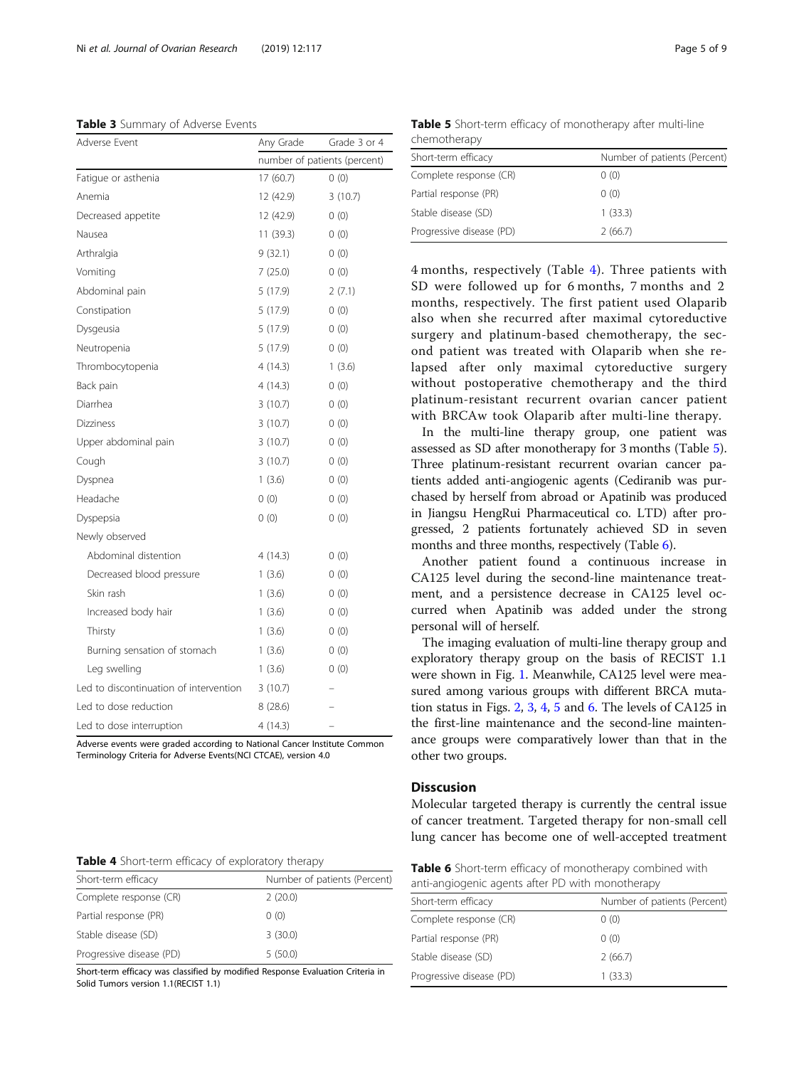**Table 3** Summary of Adverse Events

| Adverse Event | Any Grade | Grade 3 or 4 |
|---|---|---|
| | number of patients (percent) | |
| Fatigue or asthenia | 17 (60.7) | 0 (0) |
| Anemia | 12 (42.9) | 3 (10.7) |
| Decreased appetite | 12 (42.9) | 0 (0) |
| Nausea | 11 (39.3) | 0 (0) |
| Arthralgia | 9 (32.1) | 0 (0) |
| Vomiting | 7 (25.0) | 0 (0) |
| Abdominal pain | 5 (17.9) | 2 (7.1) |
| Constipation | 5 (17.9) | 0 (0) |
| Dysgeusia | 5 (17.9) | 0 (0) |
| Neutropenia | 5 (17.9) | 0 (0) |
| Thrombocytopenia | 4 (14.3) | 1 (3.6) |
| Back pain | 4 (14.3) | 0 (0) |
| Diarrhea | 3 (10.7) | 0 (0) |
| Dizziness | 3 (10.7) | 0 (0) |
| Upper abdominal pain | 3 (10.7) | 0 (0) |
| Cough | 3 (10.7) | 0 (0) |
| Dyspnea | 1 (3.6) | 0 (0) |
| Headache | 0 (0) | 0 (0) |
| Dyspepsia | 0 (0) | 0 (0) |
| Newly observed | | |
| Abdominal distention | 4 (14.3) | 0 (0) |
| Decreased blood pressure | 1 (3.6) | 0 (0) |
| Skin rash | 1 (3.6) | 0 (0) |
| Increased body hair | 1 (3.6) | 0 (0) |
| Thirsty | 1 (3.6) | 0 (0) |
| Burning sensation of stomach | 1 (3.6) | 0 (0) |
| Leg swelling | 1 (3.6) | 0 (0) |
| Led to discontinuation of intervention | 3 (10.7) | – |
| Led to dose reduction | 8 (28.6) | – |
| Led to dose interruption | 4 (14.3) | – |

Adverse events were graded according to National Cancer Institute Common Terminology Criteria for Adverse Events(NCI CTCAE), version 4.0

**Table 4** Short-term efficacy of exploratory therapy

| Short-term efficacy | Number of patients (Percent) |
|---|---|
| Complete response (CR) | 2 (20.0) |
| Partial response (PR) | 0 (0) |
| Stable disease (SD) | 3 (30.0) |
| Progressive disease (PD) | 5 (50.0) |

Short-term efficacy was classified by modified Response Evaluation Criteria in Solid Tumors version 1.1(RECIST 1.1)

**Table 5** Short-term efficacy of monotherapy after multi-line chemotherapy

| Short-term efficacy | Number of patients (Percent) |
|---|---|
| Complete response (CR) | 0 (0) |
| Partial response (PR) | 0 (0) |
| Stable disease (SD) | 1 (33.3) |
| Progressive disease (PD) | 2 (66.7) |

4 months, respectively (Table 4). Three patients with SD were followed up for 6 months, 7 months and 2 months, respectively. The first patient used Olaparib also when she recurred after maximal cytoreductive surgery and platinum-based chemotherapy, the second patient was treated with Olaparib when she relapsed after only maximal cytoreductive surgery without postoperative chemotherapy and the third platinum-resistant recurrent ovarian cancer patient with BRCAw took Olaparib after multi-line therapy.

In the multi-line therapy group, one patient was assessed as SD after monotherapy for 3 months (Table 5). Three platinum-resistant recurrent ovarian cancer patients added anti-angiogenic agents (Cediranib was purchased by herself from abroad or Apatinib was produced in Jiangsu HengRui Pharmaceutical co. LTD) after progressed, 2 patients fortunately achieved SD in seven months and three months, respectively (Table 6).

Another patient found a continuous increase in CA125 level during the second-line maintenance treatment, and a persistence decrease in CA125 level occurred when Apatinib was added under the strong personal will of herself.

The imaging evaluation of multi-line therapy group and exploratory therapy group on the basis of RECIST 1.1 were shown in Fig. 1. Meanwhile, CA125 level were measured among various groups with different BRCA mutation status in Figs. 2, 3, 4, 5 and 6. The levels of CA125 in the first-line maintenance and the second-line maintenance groups were comparatively lower than that in the other two groups.

## Disscusion

Molecular targeted therapy is currently the central issue of cancer treatment. Targeted therapy for non-small cell lung cancer has become one of well-accepted treatment

**Table 6** Short-term efficacy of monotherapy combined with anti-angiogenic agents after PD with monotherapy

| Short-term efficacy | Number of patients (Percent) |
|---|---|
| Complete response (CR) | 0 (0) |
| Partial response (PR) | 0 (0) |
| Stable disease (SD) | 2 (66.7) |
| Progressive disease (PD) | 1 (33.3) |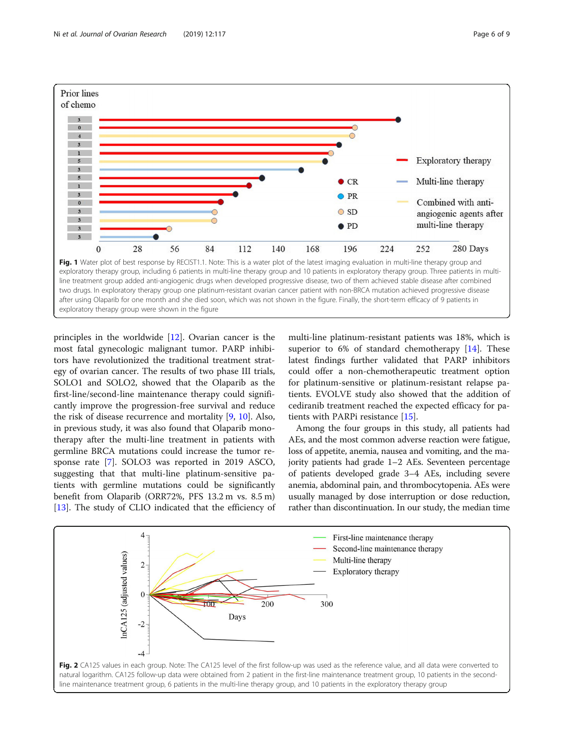**Fig. 1** Water plot of best response by RECIST1.1. Note: This is a water plot of the latest imaging evaluation in multi-line therapy group and exploratory therapy group, including 6 patients in multi-line therapy group and 10 patients in exploratory therapy group. Three patients in multi-line treatment group added anti-angiogenic drugs when developed progressive disease, two of them achieved stable disease after combined two drugs. In exploratory therapy group one platinum-resistant ovarian cancer patient with non-BRCA mutation achieved progressive disease after using Olaparib for one month and she died soon, which was not shown in the figure. Finally, the short-term efficacy of 9 patients in exploratory therapy group were shown in the figure

principles in the worldwide [12]. Ovarian cancer is the most fatal gynecologic malignant tumor. PARP inhibitors have revolutionized the traditional treatment strategy of ovarian cancer. The results of two phase III trials, SOLO1 and SOLO2, showed that the Olaparib as the first-line/second-line maintenance therapy could significantly improve the progression-free survival and reduce the risk of disease recurrence and mortality [9, 10]. Also, in previous study, it was also found that Olaparib monotherapy after the multi-line treatment in patients with germline BRCA mutations could increase the tumor response rate [7]. SOLO3 was reported in 2019 ASCO, suggesting that that multi-line platinum-sensitive patients with germline mutations could be significantly benefit from Olaparib (ORR72%, PFS 13.2 m vs. 8.5 m) [13]. The study of CLIO indicated that the efficiency of multi-line platinum-resistant patients was 18%, which is superior to 6% of standard chemotherapy [14]. These latest findings further validated that PARP inhibitors could offer a non-chemotherapeutic treatment option for platinum-sensitive or platinum-resistant relapse patients. EVOLVE study also showed that the addition of cediranib treatment reached the expected efficacy for patients with PARPi resistance [15].

Among the four groups in this study, all patients had AEs, and the most common adverse reaction were fatigue, loss of appetite, anemia, nausea and vomiting, and the majority patients had grade 1–2 AEs. Seventeen percentage of patients developed grade 3–4 AEs, including severe anemia, abdominal pain, and thrombocytopenia. AEs were usually managed by dose interruption or dose reduction, rather than discontinuation. In our study, the median time

**Fig. 2** CA125 values in each group. Note: The CA125 level of the first follow-up was used as the reference value, and all data were converted to natural logarithm. CA125 follow-up data were obtained from 2 patient in the first-line maintenance treatment group, 10 patients in the second-line maintenance treatment group, 6 patients in the multi-line therapy group, and 10 patients in the exploratory therapy group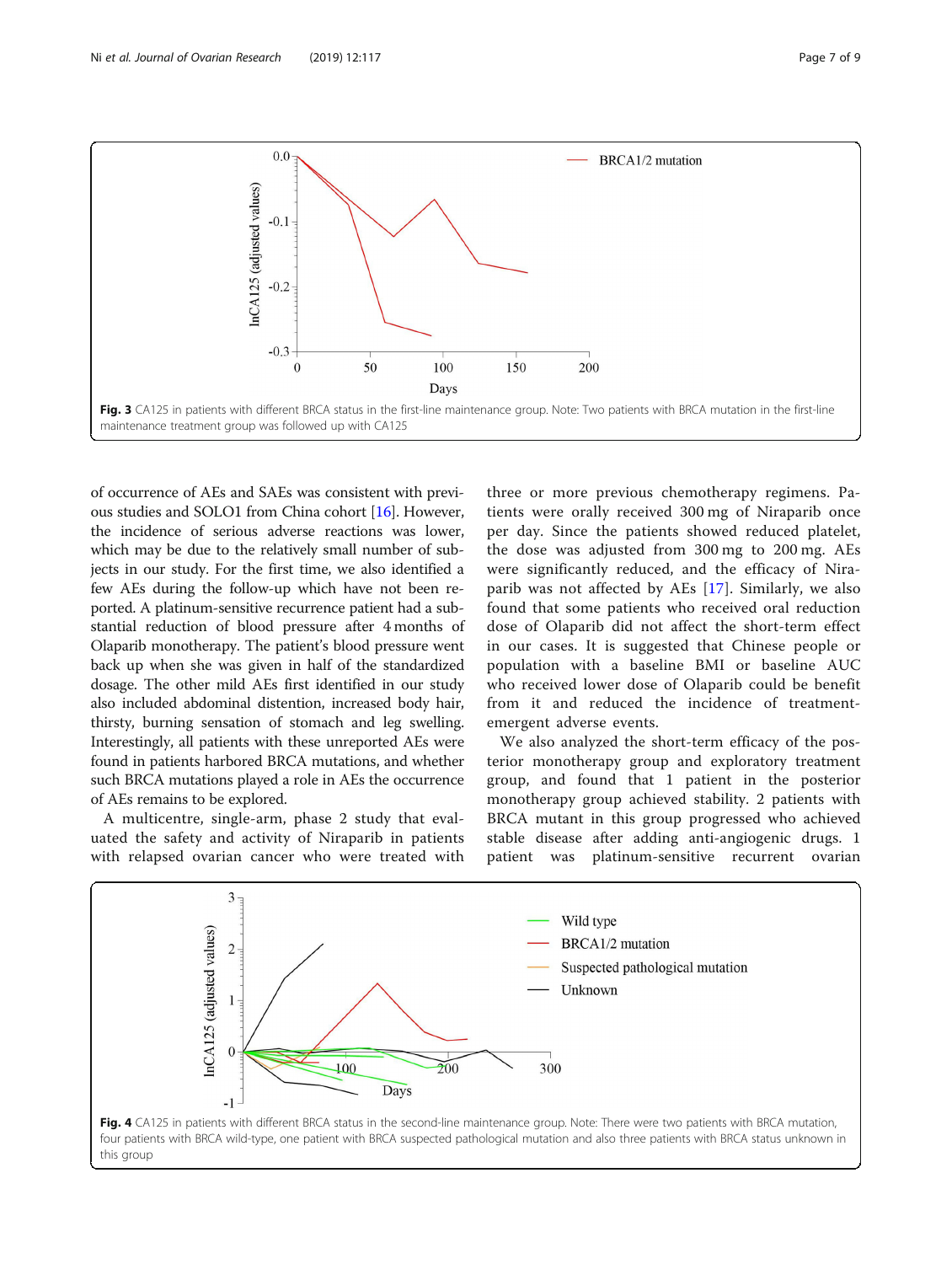Fig. 3 CA125 in patients with different BRCA status in the first-line maintenance group. Note: Two patients with BRCA mutation in the first-line maintenance treatment group was followed up with CA125

of occurrence of AEs and SAEs was consistent with previous studies and SOLO1 from China cohort [16]. However, the incidence of serious adverse reactions was lower, which may be due to the relatively small number of subjects in our study. For the first time, we also identified a few AEs during the follow-up which have not been reported. A platinum-sensitive recurrence patient had a substantial reduction of blood pressure after 4 months of Olaparib monotherapy. The patient's blood pressure went back up when she was given in half of the standardized dosage. The other mild AEs first identified in our study also included abdominal distention, increased body hair, thirsty, burning sensation of stomach and leg swelling. Interestingly, all patients with these unreported AEs were found in patients harbored BRCA mutations, and whether such BRCA mutations played a role in AEs the occurrence of AEs remains to be explored.

A multicentre, single-arm, phase 2 study that evaluated the safety and activity of Niraparib in patients with relapsed ovarian cancer who were treated with three or more previous chemotherapy regimens. Patients were orally received 300 mg of Niraparib once per day. Since the patients showed reduced platelet, the dose was adjusted from 300 mg to 200 mg. AEs were significantly reduced, and the efficacy of Niraparib was not affected by AEs [17]. Similarly, we also found that some patients who received oral reduction dose of Olaparib did not affect the short-term effect in our cases. It is suggested that Chinese people or population with a baseline BMI or baseline AUC who received lower dose of Olaparib could be benefit from it and reduced the incidence of treatment-emergent adverse events.

We also analyzed the short-term efficacy of the posterior monotherapy group and exploratory treatment group, and found that 1 patient in the posterior monotherapy group achieved stability. 2 patients with BRCA mutant in this group progressed who achieved stable disease after adding anti-angiogenic drugs. 1 patient was platinum-sensitive recurrent ovarian

Fig. 4 CA125 in patients with different BRCA status in the second-line maintenance group. Note: There were two patients with BRCA mutation, four patients with BRCA wild-type, one patient with BRCA suspected pathological mutation and also three patients with BRCA status unknown in this group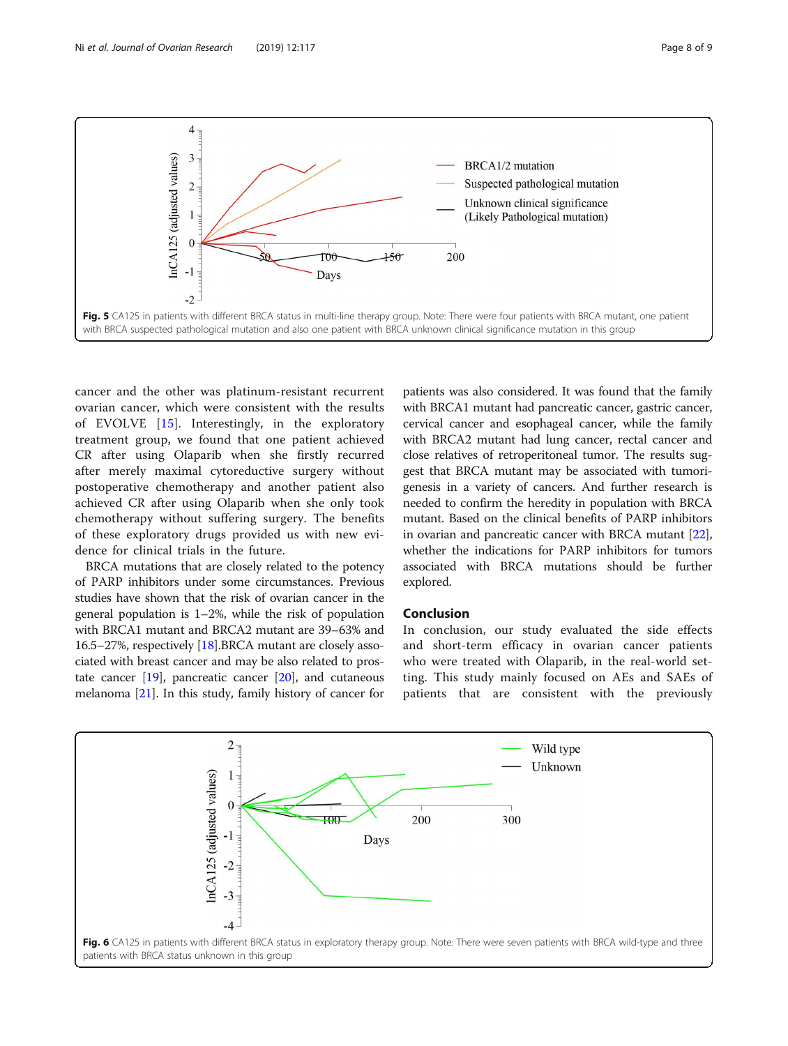Fig. 5 CA125 in patients with different BRCA status in multi-line therapy group. Note: There were four patients with BRCA mutant, one patient with BRCA suspected pathological mutation and also one patient with BRCA unknown clinical significance mutation in this group

cancer and the other was platinum-resistant recurrent ovarian cancer, which were consistent with the results of EVOLVE [15]. Interestingly, in the exploratory treatment group, we found that one patient achieved CR after using Olaparib when she firstly recurred after merely maximal cytoreductive surgery without postoperative chemotherapy and another patient also achieved CR after using Olaparib when she only took chemotherapy without suffering surgery. The benefits of these exploratory drugs provided us with new evidence for clinical trials in the future.

BRCA mutations that are closely related to the potency of PARP inhibitors under some circumstances. Previous studies have shown that the risk of ovarian cancer in the general population is 1–2%, while the risk of population with BRCA1 mutant and BRCA2 mutant are 39–63% and 16.5–27%, respectively [18].BRCA mutant are closely associated with breast cancer and may be also related to prostate cancer [19], pancreatic cancer [20], and cutaneous melanoma [21]. In this study, family history of cancer for patients was also considered. It was found that the family with BRCA1 mutant had pancreatic cancer, gastric cancer, cervical cancer and esophageal cancer, while the family with BRCA2 mutant had lung cancer, rectal cancer and close relatives of retroperitoneal tumor. The results suggest that BRCA mutant may be associated with tumorigenesis in a variety of cancers. And further research is needed to confirm the heredity in population with BRCA mutant. Based on the clinical benefits of PARP inhibitors in ovarian and pancreatic cancer with BRCA mutant [22], whether the indications for PARP inhibitors for tumors associated with BRCA mutations should be further explored.

## Conclusion

In conclusion, our study evaluated the side effects and short-term efficacy in ovarian cancer patients who were treated with Olaparib, in the real-world setting. This study mainly focused on AEs and SAEs of patients that are consistent with the previously

Fig. 6 CA125 in patients with different BRCA status in exploratory therapy group. Note: There were seven patients with BRCA wild-type and three patients with BRCA status unknown in this group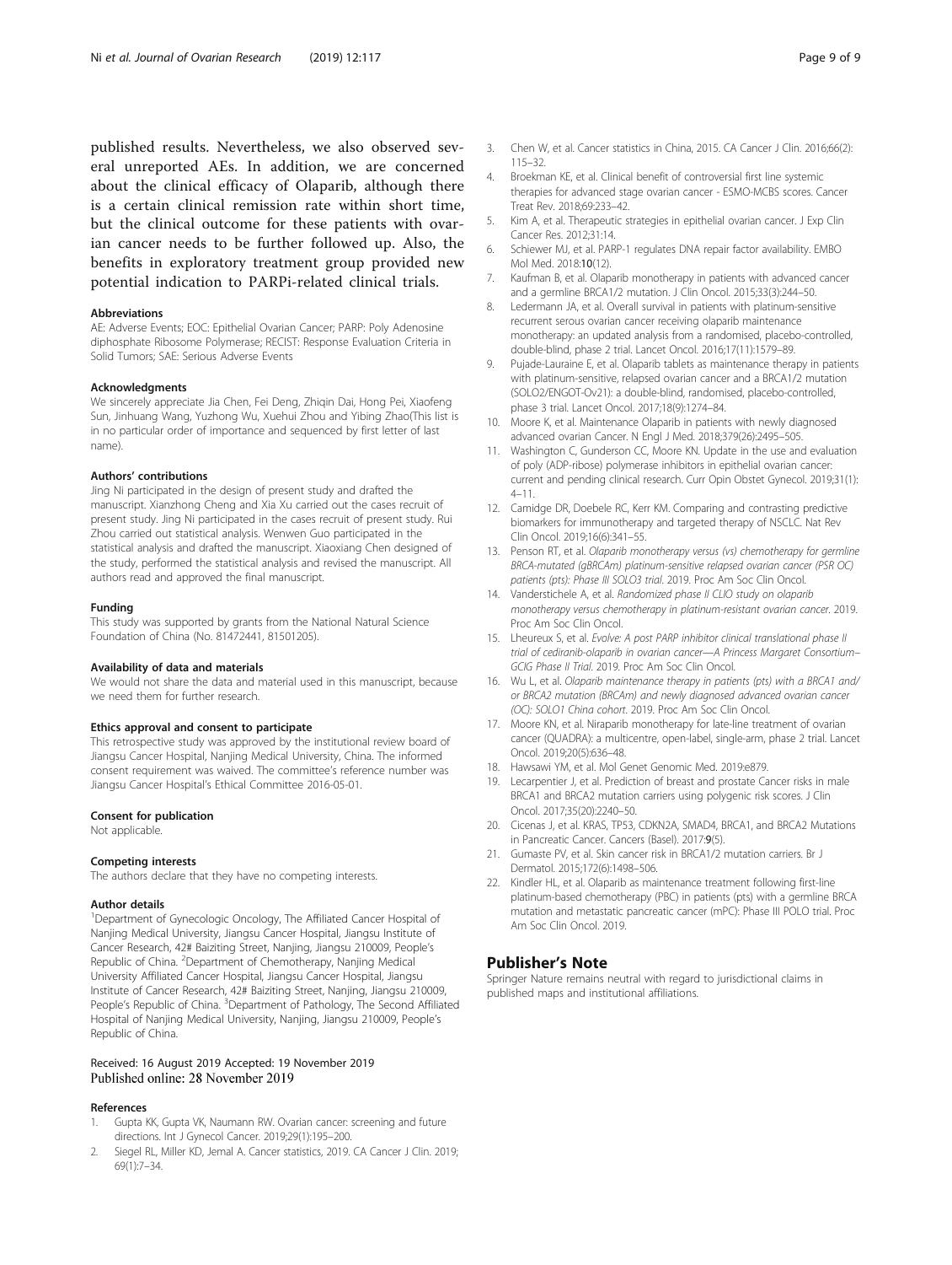published results. Nevertheless, we also observed several unreported AEs. In addition, we are concerned about the clinical efficacy of Olaparib, although there is a certain clinical remission rate within short time, but the clinical outcome for these patients with ovarian cancer needs to be further followed up. Also, the benefits in exploratory treatment group provided new potential indication to PARPi-related clinical trials.

#### Abbreviations

AE: Adverse Events; EOC: Epithelial Ovarian Cancer; PARP: Poly Adenosine diphosphate Ribosome Polymerase; RECIST: Response Evaluation Criteria in Solid Tumors; SAE: Serious Adverse Events

#### Acknowledgments

We sincerely appreciate Jia Chen, Fei Deng, Zhiqin Dai, Hong Pei, Xiaofeng Sun, Jinhuang Wang, Yuzhong Wu, Xuehui Zhou and Yibing Zhao(This list is in no particular order of importance and sequenced by first letter of last name).

#### Authors' contributions

Jing Ni participated in the design of present study and drafted the manuscript. Xianzhong Cheng and Xia Xu carried out the cases recruit of present study. Jing Ni participated in the cases recruit of present study. Rui Zhou carried out statistical analysis. Wenwen Guo participated in the statistical analysis and drafted the manuscript. Xiaoxiang Chen designed of the study, performed the statistical analysis and revised the manuscript. All authors read and approved the final manuscript.

#### Funding

This study was supported by grants from the National Natural Science Foundation of China (No. 81472441, 81501205).

#### Availability of data and materials

We would not share the data and material used in this manuscript, because we need them for further research.

#### Ethics approval and consent to participate

This retrospective study was approved by the institutional review board of Jiangsu Cancer Hospital, Nanjing Medical University, China. The informed consent requirement was waived. The committee's reference number was Jiangsu Cancer Hospital's Ethical Committee 2016-05-01.

#### Consent for publication

Not applicable.

#### Competing interests

The authors declare that they have no competing interests.

#### Author details

[1]Department of Gynecologic Oncology, The Affiliated Cancer Hospital of Nanjing Medical University, Jiangsu Cancer Hospital, Jiangsu Institute of Cancer Research, 42# Baiziting Street, Nanjing, Jiangsu 210009, People's Republic of China. [2]Department of Chemotherapy, Nanjing Medical University Affiliated Cancer Hospital, Jiangsu Cancer Hospital, Jiangsu Institute of Cancer Research, 42# Baiziting Street, Nanjing, Jiangsu 210009, People's Republic of China. [3]Department of Pathology, The Second Affiliated Hospital of Nanjing Medical University, Nanjing, Jiangsu 210009, People's Republic of China.

Received: 16 August 2019 Accepted: 19 November 2019
Published online: 28 November 2019

#### References

1. Gupta KK, Gupta VK, Naumann RW. Ovarian cancer: screening and future directions. Int J Gynecol Cancer. 2019;29(1):195–200.
2. Siegel RL, Miller KD, Jemal A. Cancer statistics, 2019. CA Cancer J Clin. 2019; 69(1):7–34.
3. Chen W, et al. Cancer statistics in China, 2015. CA Cancer J Clin. 2016;66(2): 115–32.
4. Broekman KE, et al. Clinical benefit of controversial first line systemic therapies for advanced stage ovarian cancer - ESMO-MCBS scores. Cancer Treat Rev. 2018;69:233–42.
5. Kim A, et al. Therapeutic strategies in epithelial ovarian cancer. J Exp Clin Cancer Res. 2012;31:14.
6. Schiewer MJ, et al. PARP-1 regulates DNA repair factor availability. EMBO Mol Med. 2018:**10**(12).
7. Kaufman B, et al. Olaparib monotherapy in patients with advanced cancer and a germline BRCA1/2 mutation. J Clin Oncol. 2015;33(3):244–50.
8. Ledermann JA, et al. Overall survival in patients with platinum-sensitive recurrent serous ovarian cancer receiving olaparib maintenance monotherapy: an updated analysis from a randomised, placebo-controlled, double-blind, phase 2 trial. Lancet Oncol. 2016;17(11):1579–89.
9. Pujade-Lauraine E, et al. Olaparib tablets as maintenance therapy in patients with platinum-sensitive, relapsed ovarian cancer and a BRCA1/2 mutation (SOLO2/ENGOT-Ov21): a double-blind, randomised, placebo-controlled, phase 3 trial. Lancet Oncol. 2017;18(9):1274–84.
10. Moore K, et al. Maintenance Olaparib in patients with newly diagnosed advanced ovarian Cancer. N Engl J Med. 2018;379(26):2495–505.
11. Washington C, Gunderson CC, Moore KN. Update in the use and evaluation of poly (ADP-ribose) polymerase inhibitors in epithelial ovarian cancer: current and pending clinical research. Curr Opin Obstet Gynecol. 2019;31(1): 4–11.
12. Camidge DR, Doebele RC, Kerr KM. Comparing and contrasting predictive biomarkers for immunotherapy and targeted therapy of NSCLC. Nat Rev Clin Oncol. 2019;16(6):341–55.
13. Penson RT, et al. *Olaparib monotherapy versus (vs) chemotherapy for germline BRCA-mutated (gBRCAm) platinum-sensitive relapsed ovarian cancer (PSR OC) patients (pts): Phase III SOLO3 trial*. 2019. Proc Am Soc Clin Oncol.
14. Vanderstichele A, et al. *Randomized phase II CLIO study on olaparib monotherapy versus chemotherapy in platinum-resistant ovarian cancer*. 2019. Proc Am Soc Clin Oncol.
15. Lheureux S, et al. *Evolve: A post PARP inhibitor clinical translational phase II trial of cediranib-olaparib in ovarian cancer—A Princess Margaret Consortium–GCIG Phase II Trial*. 2019. Proc Am Soc Clin Oncol.
16. Wu L, et al. *Olaparib maintenance therapy in patients (pts) with a BRCA1 and/or BRCA2 mutation (BRCAm) and newly diagnosed advanced ovarian cancer (OC): SOLO1 China cohort*. 2019. Proc Am Soc Clin Oncol.
17. Moore KN, et al. Niraparib monotherapy for late-line treatment of ovarian cancer (QUADRA): a multicentre, open-label, single-arm, phase 2 trial. Lancet Oncol. 2019;20(5):636–48.
18. Hawsawi YM, et al. Mol Genet Genomic Med. 2019:e879.
19. Lecarpentier J, et al. Prediction of breast and prostate Cancer risks in male BRCA1 and BRCA2 mutation carriers using polygenic risk scores. J Clin Oncol. 2017;35(20):2240–50.
20. Cicenas J, et al. KRAS, TP53, CDKN2A, SMAD4, BRCA1, and BRCA2 Mutations in Pancreatic Cancer. Cancers (Basel). 2017:**9**(5).
21. Gumaste PV, et al. Skin cancer risk in BRCA1/2 mutation carriers. Br J Dermatol. 2015;172(6):1498–506.
22. Kindler HL, et al. Olaparib as maintenance treatment following first-line platinum-based chemotherapy (PBC) in patients (pts) with a germline BRCA mutation and metastatic pancreatic cancer (mPC): Phase III POLO trial. Proc Am Soc Clin Oncol. 2019.

## Publisher's Note

Springer Nature remains neutral with regard to jurisdictional claims in published maps and institutional affiliations.